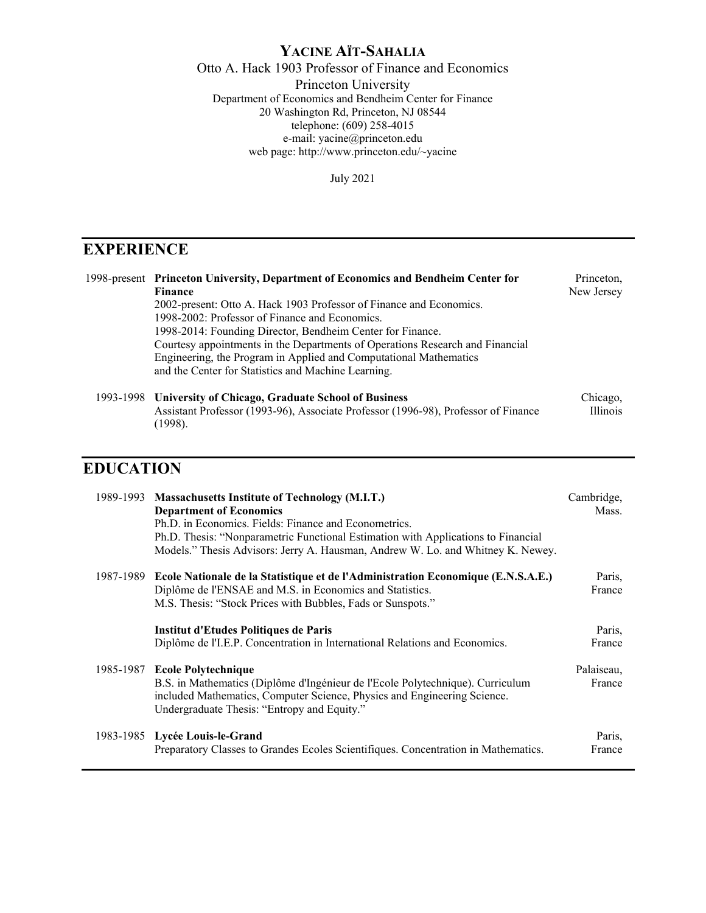# YACINE AÏT-SAHALIA

Otto A. Hack 1903 Professor of Finance and Economics
Princeton University
Department of Economics and Bendheim Center for Finance
20 Washington Rd, Princeton, NJ 08544
telephone: (609) 258-4015
e-mail: yacine@princeton.edu
web page: http://www.princeton.edu/~yacine

July 2021

## EXPERIENCE

**1998-present — Princeton University, Department of Economics and Bendheim Center for Finance** — Princeton, New Jersey

2002-present: Otto A. Hack 1903 Professor of Finance and Economics.
1998-2002: Professor of Finance and Economics.
1998-2014: Founding Director, Bendheim Center for Finance.
Courtesy appointments in the Departments of Operations Research and Financial Engineering, the Program in Applied and Computational Mathematics and the Center for Statistics and Machine Learning.

**1993-1998 — University of Chicago, Graduate School of Business** — Chicago, Illinois

Assistant Professor (1993-96), Associate Professor (1996-98), Professor of Finance (1998).

## EDUCATION

**1989-1993 — Massachusetts Institute of Technology (M.I.T.) Department of Economics** — Cambridge, Mass.

Ph.D. in Economics. Fields: Finance and Econometrics.
Ph.D. Thesis: "Nonparametric Functional Estimation with Applications to Financial Models." Thesis Advisors: Jerry A. Hausman, Andrew W. Lo. and Whitney K. Newey.

**1987-1989 — Ecole Nationale de la Statistique et de l'Administration Economique (E.N.S.A.E.)** — Paris, France

Diplôme de l'ENSAE and M.S. in Economics and Statistics.
M.S. Thesis: "Stock Prices with Bubbles, Fads or Sunspots."

**Institut d'Etudes Politiques de Paris** — Paris, France

Diplôme de l'I.E.P. Concentration in International Relations and Economics.

**1985-1987 — Ecole Polytechnique** — Palaiseau, France

B.S. in Mathematics (Diplôme d'Ingénieur de l'Ecole Polytechnique). Curriculum included Mathematics, Computer Science, Physics and Engineering Science.
Undergraduate Thesis: "Entropy and Equity."

**1983-1985 — Lycée Louis-le-Grand** — Paris, France

Preparatory Classes to Grandes Ecoles Scientifiques. Concentration in Mathematics.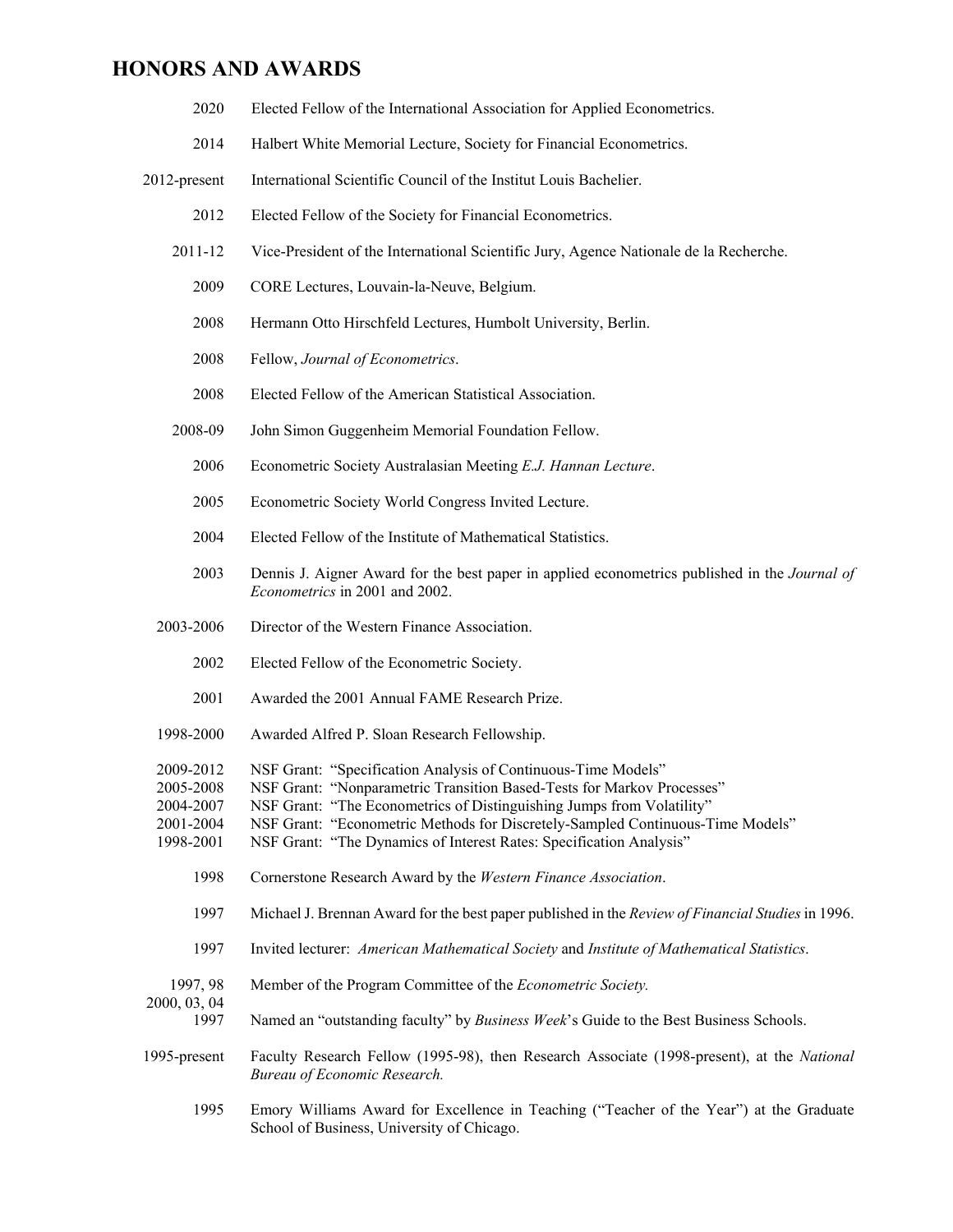## HONORS AND AWARDS

| | |
|---|---|
| 2020 | Elected Fellow of the International Association for Applied Econometrics. |
| 2014 | Halbert White Memorial Lecture, Society for Financial Econometrics. |
| 2012-present | International Scientific Council of the Institut Louis Bachelier. |
| 2012 | Elected Fellow of the Society for Financial Econometrics. |
| 2011-12 | Vice-President of the International Scientific Jury, Agence Nationale de la Recherche. |
| 2009 | CORE Lectures, Louvain-la-Neuve, Belgium. |
| 2008 | Hermann Otto Hirschfeld Lectures, Humbolt University, Berlin. |
| 2008 | Fellow, *Journal of Econometrics*. |
| 2008 | Elected Fellow of the American Statistical Association. |
| 2008-09 | John Simon Guggenheim Memorial Foundation Fellow. |
| 2006 | Econometric Society Australasian Meeting *E.J. Hannan Lecture*. |
| 2005 | Econometric Society World Congress Invited Lecture. |
| 2004 | Elected Fellow of the Institute of Mathematical Statistics. |
| 2003 | Dennis J. Aigner Award for the best paper in applied econometrics published in the *Journal of Econometrics* in 2001 and 2002. |
| 2003-2006 | Director of the Western Finance Association. |
| 2002 | Elected Fellow of the Econometric Society. |
| 2001 | Awarded the 2001 Annual FAME Research Prize. |
| 1998-2000 | Awarded Alfred P. Sloan Research Fellowship. |
| 2009-2012 | NSF Grant: "Specification Analysis of Continuous-Time Models" |
| 2005-2008 | NSF Grant: "Nonparametric Transition Based-Tests for Markov Processes" |
| 2004-2007 | NSF Grant: "The Econometrics of Distinguishing Jumps from Volatility" |
| 2001-2004 | NSF Grant: "Econometric Methods for Discretely-Sampled Continuous-Time Models" |
| 1998-2001 | NSF Grant: "The Dynamics of Interest Rates: Specification Analysis" |
| 1998 | Cornerstone Research Award by the *Western Finance Association*. |
| 1997 | Michael J. Brennan Award for the best paper published in the *Review of Financial Studies* in 1996. |
| 1997 | Invited lecturer: *American Mathematical Society* and *Institute of Mathematical Statistics*. |
| 1997, 98, 2000, 03, 04 | Member of the Program Committee of the *Econometric Society.* |
| 1997 | Named an "outstanding faculty" by *Business Week*'s Guide to the Best Business Schools. |
| 1995-present | Faculty Research Fellow (1995-98), then Research Associate (1998-present), at the *National Bureau of Economic Research.* |
| 1995 | Emory Williams Award for Excellence in Teaching ("Teacher of the Year") at the Graduate School of Business, University of Chicago. |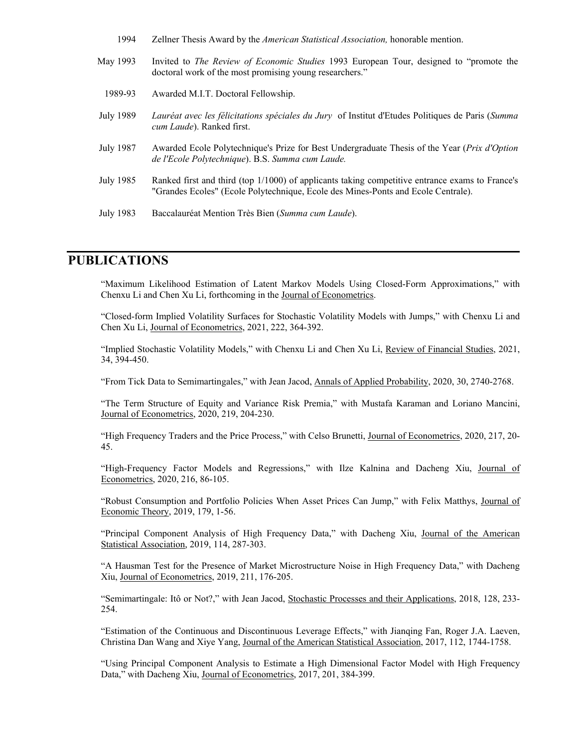1994 Zellner Thesis Award by the *American Statistical Association,* honorable mention.

May 1993 Invited to *The Review of Economic Studies* 1993 European Tour, designed to "promote the doctoral work of the most promising young researchers."

1989-93 Awarded M.I.T. Doctoral Fellowship.

July 1989 *Lauréat avec les félicitations spéciales du Jury* of Institut d'Etudes Politiques de Paris (*Summa cum Laude*). Ranked first.

July 1987 Awarded Ecole Polytechnique's Prize for Best Undergraduate Thesis of the Year (*Prix d'Option de l'Ecole Polytechnique*). B.S. *Summa cum Laude.*

July 1985 Ranked first and third (top 1/1000) of applicants taking competitive entrance exams to France's "Grandes Ecoles" (Ecole Polytechnique, Ecole des Mines-Ponts and Ecole Centrale).

July 1983 Baccalauréat Mention Très Bien (*Summa cum Laude*).

## PUBLICATIONS

"Maximum Likelihood Estimation of Latent Markov Models Using Closed-Form Approximations," with Chenxu Li and Chen Xu Li, forthcoming in the Journal of Econometrics.

"Closed-form Implied Volatility Surfaces for Stochastic Volatility Models with Jumps," with Chenxu Li and Chen Xu Li, Journal of Econometrics, 2021, 222, 364-392.

"Implied Stochastic Volatility Models," with Chenxu Li and Chen Xu Li, Review of Financial Studies, 2021, 34, 394-450.

"From Tick Data to Semimartingales," with Jean Jacod, Annals of Applied Probability, 2020, 30, 2740-2768.

"The Term Structure of Equity and Variance Risk Premia," with Mustafa Karaman and Loriano Mancini, Journal of Econometrics, 2020, 219, 204-230.

"High Frequency Traders and the Price Process," with Celso Brunetti, Journal of Econometrics, 2020, 217, 20-45.

"High-Frequency Factor Models and Regressions," with Ilze Kalnina and Dacheng Xiu, Journal of Econometrics, 2020, 216, 86-105.

"Robust Consumption and Portfolio Policies When Asset Prices Can Jump," with Felix Matthys, Journal of Economic Theory, 2019, 179, 1-56.

"Principal Component Analysis of High Frequency Data," with Dacheng Xiu, Journal of the American Statistical Association, 2019, 114, 287-303.

"A Hausman Test for the Presence of Market Microstructure Noise in High Frequency Data," with Dacheng Xiu, Journal of Econometrics, 2019, 211, 176-205.

"Semimartingale: Itô or Not?," with Jean Jacod, Stochastic Processes and their Applications, 2018, 128, 233-254.

"Estimation of the Continuous and Discontinuous Leverage Effects," with Jianqing Fan, Roger J.A. Laeven, Christina Dan Wang and Xiye Yang, Journal of the American Statistical Association, 2017, 112, 1744-1758.

"Using Principal Component Analysis to Estimate a High Dimensional Factor Model with High Frequency Data," with Dacheng Xiu, Journal of Econometrics, 2017, 201, 384-399.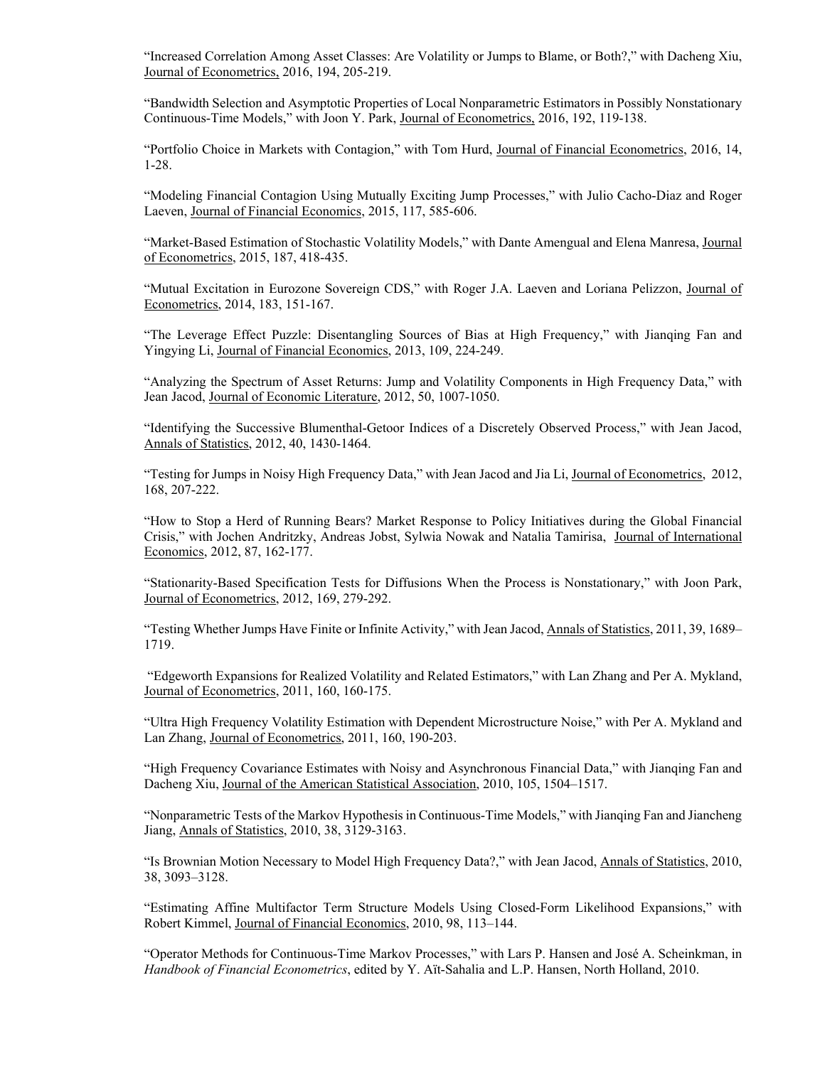"Increased Correlation Among Asset Classes: Are Volatility or Jumps to Blame, or Both?," with Dacheng Xiu, Journal of Econometrics, 2016, 194, 205-219.

"Bandwidth Selection and Asymptotic Properties of Local Nonparametric Estimators in Possibly Nonstationary Continuous-Time Models," with Joon Y. Park, Journal of Econometrics, 2016, 192, 119-138.

"Portfolio Choice in Markets with Contagion," with Tom Hurd, Journal of Financial Econometrics, 2016, 14, 1-28.

"Modeling Financial Contagion Using Mutually Exciting Jump Processes," with Julio Cacho-Diaz and Roger Laeven, Journal of Financial Economics, 2015, 117, 585-606.

"Market-Based Estimation of Stochastic Volatility Models," with Dante Amengual and Elena Manresa, Journal of Econometrics, 2015, 187, 418-435.

"Mutual Excitation in Eurozone Sovereign CDS," with Roger J.A. Laeven and Loriana Pelizzon, Journal of Econometrics, 2014, 183, 151-167.

"The Leverage Effect Puzzle: Disentangling Sources of Bias at High Frequency," with Jianqing Fan and Yingying Li, Journal of Financial Economics, 2013, 109, 224-249.

"Analyzing the Spectrum of Asset Returns: Jump and Volatility Components in High Frequency Data," with Jean Jacod, Journal of Economic Literature, 2012, 50, 1007-1050.

"Identifying the Successive Blumenthal-Getoor Indices of a Discretely Observed Process," with Jean Jacod, Annals of Statistics, 2012, 40, 1430-1464.

"Testing for Jumps in Noisy High Frequency Data," with Jean Jacod and Jia Li, Journal of Econometrics, 2012, 168, 207-222.

"How to Stop a Herd of Running Bears? Market Response to Policy Initiatives during the Global Financial Crisis," with Jochen Andritzky, Andreas Jobst, Sylwia Nowak and Natalia Tamirisa, Journal of International Economics, 2012, 87, 162-177.

"Stationarity-Based Specification Tests for Diffusions When the Process is Nonstationary," with Joon Park, Journal of Econometrics, 2012, 169, 279-292.

"Testing Whether Jumps Have Finite or Infinite Activity," with Jean Jacod, Annals of Statistics, 2011, 39, 1689–1719.

"Edgeworth Expansions for Realized Volatility and Related Estimators," with Lan Zhang and Per A. Mykland, Journal of Econometrics, 2011, 160, 160-175.

"Ultra High Frequency Volatility Estimation with Dependent Microstructure Noise," with Per A. Mykland and Lan Zhang, Journal of Econometrics, 2011, 160, 190-203.

"High Frequency Covariance Estimates with Noisy and Asynchronous Financial Data," with Jianqing Fan and Dacheng Xiu, Journal of the American Statistical Association, 2010, 105, 1504–1517.

"Nonparametric Tests of the Markov Hypothesis in Continuous-Time Models," with Jianqing Fan and Jiancheng Jiang, Annals of Statistics, 2010, 38, 3129-3163.

"Is Brownian Motion Necessary to Model High Frequency Data?," with Jean Jacod, Annals of Statistics, 2010, 38, 3093–3128.

"Estimating Affine Multifactor Term Structure Models Using Closed-Form Likelihood Expansions," with Robert Kimmel, Journal of Financial Economics, 2010, 98, 113–144.

"Operator Methods for Continuous-Time Markov Processes," with Lars P. Hansen and José A. Scheinkman, in *Handbook of Financial Econometrics*, edited by Y. Aït-Sahalia and L.P. Hansen, North Holland, 2010.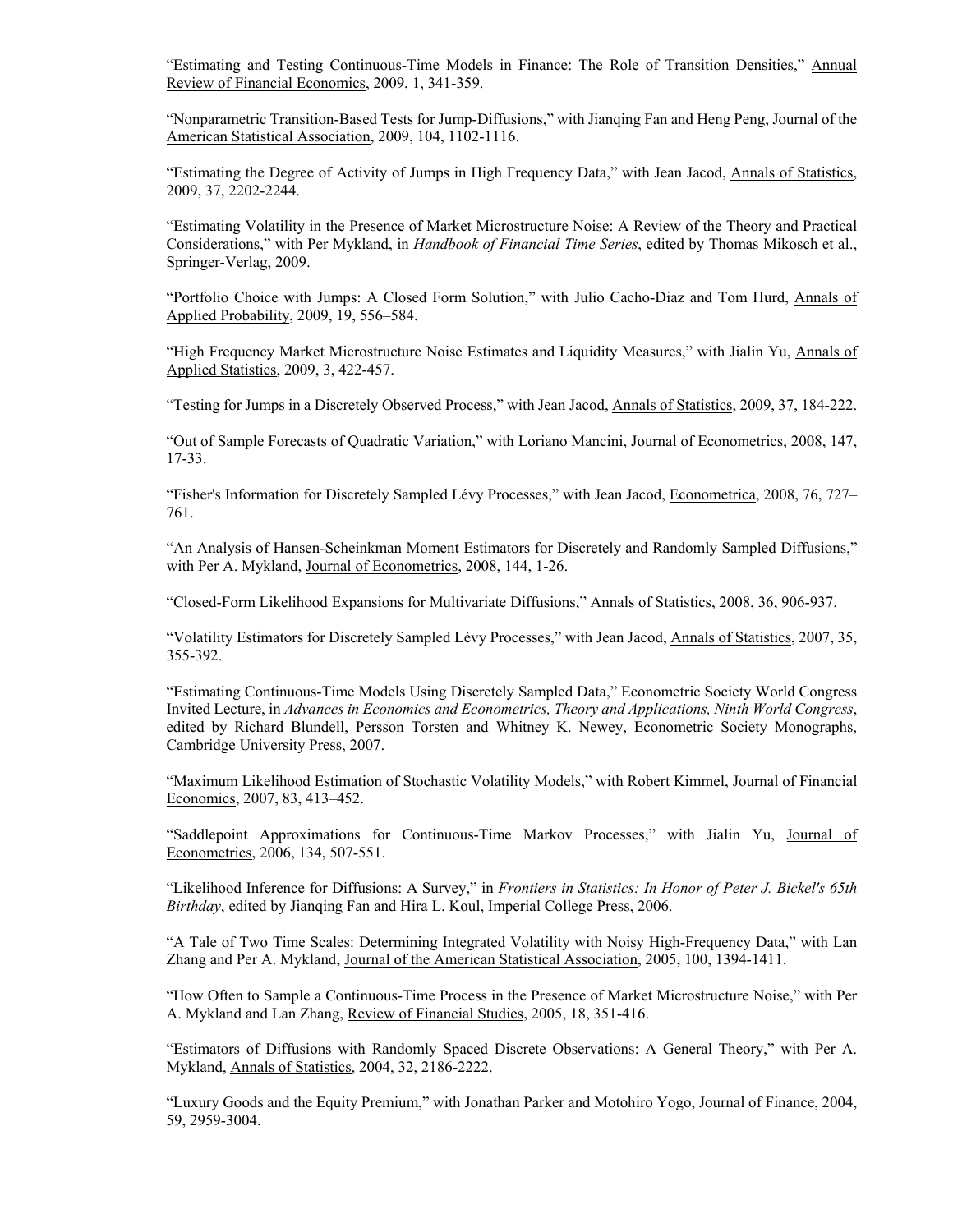"Estimating and Testing Continuous-Time Models in Finance: The Role of Transition Densities," Annual Review of Financial Economics, 2009, 1, 341-359.

"Nonparametric Transition-Based Tests for Jump-Diffusions," with Jianqing Fan and Heng Peng, Journal of the American Statistical Association, 2009, 104, 1102-1116.

"Estimating the Degree of Activity of Jumps in High Frequency Data," with Jean Jacod, Annals of Statistics, 2009, 37, 2202-2244.

"Estimating Volatility in the Presence of Market Microstructure Noise: A Review of the Theory and Practical Considerations," with Per Mykland, in *Handbook of Financial Time Series*, edited by Thomas Mikosch et al., Springer-Verlag, 2009.

"Portfolio Choice with Jumps: A Closed Form Solution," with Julio Cacho-Diaz and Tom Hurd, Annals of Applied Probability, 2009, 19, 556–584.

"High Frequency Market Microstructure Noise Estimates and Liquidity Measures," with Jialin Yu, Annals of Applied Statistics, 2009, 3, 422-457.

"Testing for Jumps in a Discretely Observed Process," with Jean Jacod, Annals of Statistics, 2009, 37, 184-222.

"Out of Sample Forecasts of Quadratic Variation," with Loriano Mancini, Journal of Econometrics, 2008, 147, 17-33.

"Fisher's Information for Discretely Sampled Lévy Processes," with Jean Jacod, Econometrica, 2008, 76, 727–761.

"An Analysis of Hansen-Scheinkman Moment Estimators for Discretely and Randomly Sampled Diffusions," with Per A. Mykland, Journal of Econometrics, 2008, 144, 1-26.

"Closed-Form Likelihood Expansions for Multivariate Diffusions," Annals of Statistics, 2008, 36, 906-937.

"Volatility Estimators for Discretely Sampled Lévy Processes," with Jean Jacod, Annals of Statistics, 2007, 35, 355-392.

"Estimating Continuous-Time Models Using Discretely Sampled Data," Econometric Society World Congress Invited Lecture, in *Advances in Economics and Econometrics, Theory and Applications, Ninth World Congress*, edited by Richard Blundell, Persson Torsten and Whitney K. Newey, Econometric Society Monographs, Cambridge University Press, 2007.

"Maximum Likelihood Estimation of Stochastic Volatility Models," with Robert Kimmel, Journal of Financial Economics, 2007, 83, 413–452.

"Saddlepoint Approximations for Continuous-Time Markov Processes," with Jialin Yu, Journal of Econometrics, 2006, 134, 507-551.

"Likelihood Inference for Diffusions: A Survey," in *Frontiers in Statistics: In Honor of Peter J. Bickel's 65th Birthday*, edited by Jianqing Fan and Hira L. Koul, Imperial College Press, 2006.

"A Tale of Two Time Scales: Determining Integrated Volatility with Noisy High-Frequency Data," with Lan Zhang and Per A. Mykland, Journal of the American Statistical Association, 2005, 100, 1394-1411.

"How Often to Sample a Continuous-Time Process in the Presence of Market Microstructure Noise," with Per A. Mykland and Lan Zhang, Review of Financial Studies, 2005, 18, 351-416.

"Estimators of Diffusions with Randomly Spaced Discrete Observations: A General Theory," with Per A. Mykland, Annals of Statistics, 2004, 32, 2186-2222.

"Luxury Goods and the Equity Premium," with Jonathan Parker and Motohiro Yogo, Journal of Finance, 2004, 59, 2959-3004.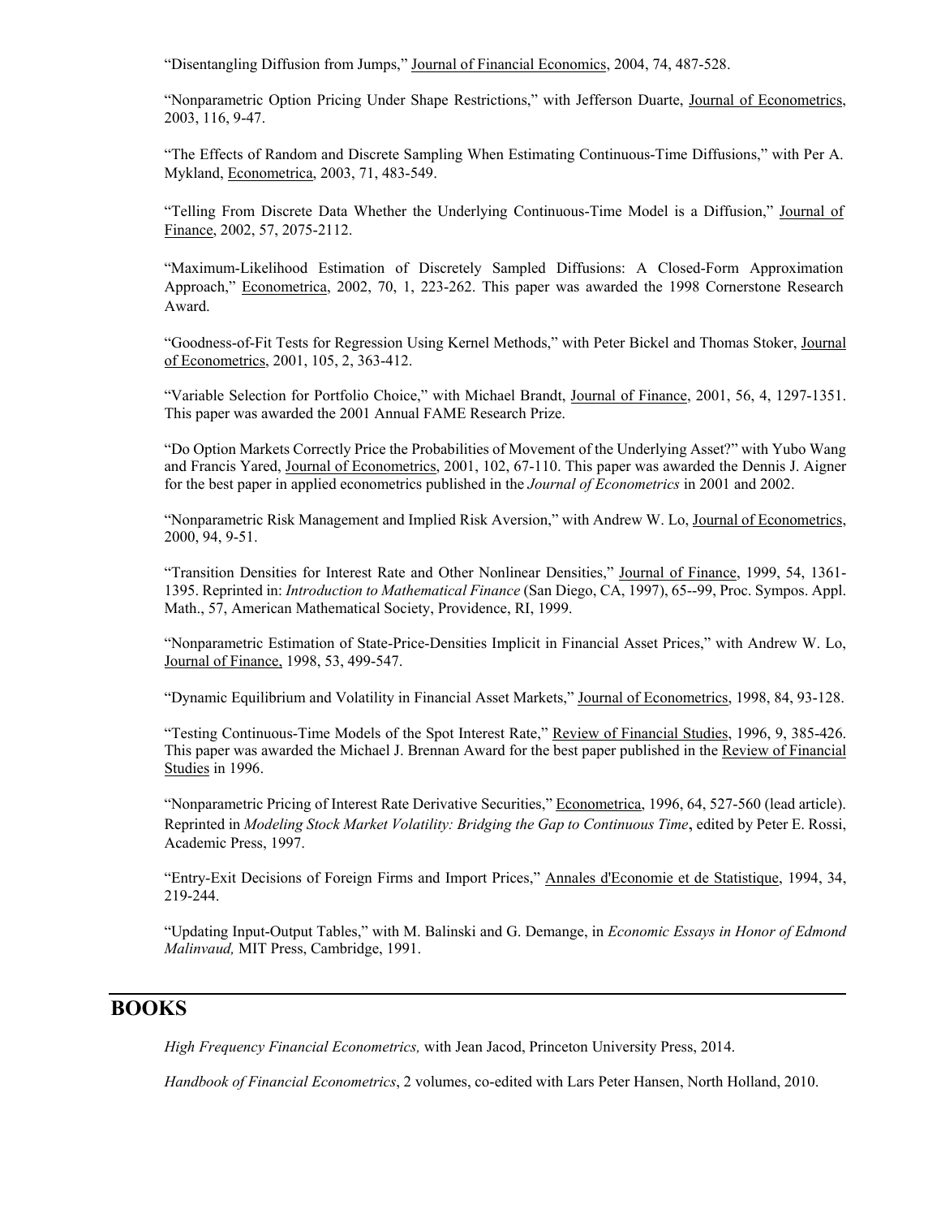"Disentangling Diffusion from Jumps," Journal of Financial Economics, 2004, 74, 487-528.

"Nonparametric Option Pricing Under Shape Restrictions," with Jefferson Duarte, Journal of Econometrics, 2003, 116, 9-47.

"The Effects of Random and Discrete Sampling When Estimating Continuous-Time Diffusions," with Per A. Mykland, Econometrica, 2003, 71, 483-549.

"Telling From Discrete Data Whether the Underlying Continuous-Time Model is a Diffusion," Journal of Finance, 2002, 57, 2075-2112.

"Maximum-Likelihood Estimation of Discretely Sampled Diffusions: A Closed-Form Approximation Approach," Econometrica, 2002, 70, 1, 223-262. This paper was awarded the 1998 Cornerstone Research Award.

"Goodness-of-Fit Tests for Regression Using Kernel Methods," with Peter Bickel and Thomas Stoker, Journal of Econometrics, 2001, 105, 2, 363-412.

"Variable Selection for Portfolio Choice," with Michael Brandt, Journal of Finance, 2001, 56, 4, 1297-1351. This paper was awarded the 2001 Annual FAME Research Prize.

"Do Option Markets Correctly Price the Probabilities of Movement of the Underlying Asset?" with Yubo Wang and Francis Yared, Journal of Econometrics, 2001, 102, 67-110. This paper was awarded the Dennis J. Aigner for the best paper in applied econometrics published in the *Journal of Econometrics* in 2001 and 2002.

"Nonparametric Risk Management and Implied Risk Aversion," with Andrew W. Lo, Journal of Econometrics, 2000, 94, 9-51.

"Transition Densities for Interest Rate and Other Nonlinear Densities," Journal of Finance, 1999, 54, 1361-1395. Reprinted in: *Introduction to Mathematical Finance* (San Diego, CA, 1997), 65--99, Proc. Sympos. Appl. Math., 57, American Mathematical Society, Providence, RI, 1999.

"Nonparametric Estimation of State-Price-Densities Implicit in Financial Asset Prices," with Andrew W. Lo, Journal of Finance, 1998, 53, 499-547.

"Dynamic Equilibrium and Volatility in Financial Asset Markets," Journal of Econometrics, 1998, 84, 93-128.

"Testing Continuous-Time Models of the Spot Interest Rate," Review of Financial Studies, 1996, 9, 385-426. This paper was awarded the Michael J. Brennan Award for the best paper published in the Review of Financial Studies in 1996.

"Nonparametric Pricing of Interest Rate Derivative Securities," Econometrica, 1996, 64, 527-560 (lead article). Reprinted in *Modeling Stock Market Volatility: Bridging the Gap to Continuous Time*, edited by Peter E. Rossi, Academic Press, 1997.

"Entry-Exit Decisions of Foreign Firms and Import Prices," Annales d'Economie et de Statistique, 1994, 34, 219-244.

"Updating Input-Output Tables," with M. Balinski and G. Demange, in *Economic Essays in Honor of Edmond Malinvaud,* MIT Press, Cambridge, 1991.

## BOOKS

*High Frequency Financial Econometrics,* with Jean Jacod, Princeton University Press, 2014.

*Handbook of Financial Econometrics*, 2 volumes, co-edited with Lars Peter Hansen, North Holland, 2010.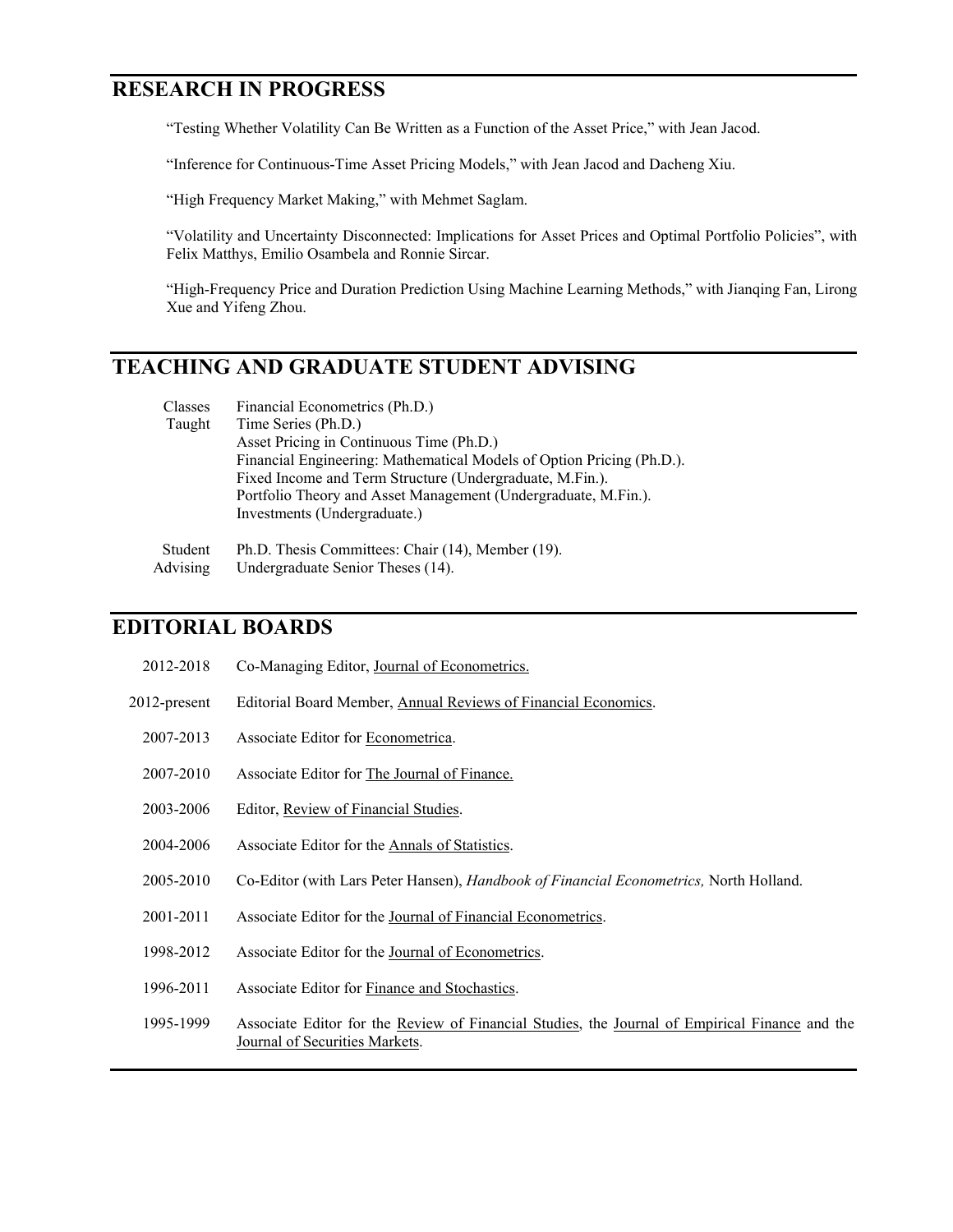## RESEARCH IN PROGRESS

"Testing Whether Volatility Can Be Written as a Function of the Asset Price," with Jean Jacod.

"Inference for Continuous-Time Asset Pricing Models," with Jean Jacod and Dacheng Xiu.

"High Frequency Market Making," with Mehmet Saglam.

"Volatility and Uncertainty Disconnected: Implications for Asset Prices and Optimal Portfolio Policies", with Felix Matthys, Emilio Osambela and Ronnie Sircar.

"High-Frequency Price and Duration Prediction Using Machine Learning Methods," with Jianqing Fan, Lirong Xue and Yifeng Zhou.

## TEACHING AND GRADUATE STUDENT ADVISING

| | |
|---|---|
| Classes Taught | Financial Econometrics (Ph.D.)<br>Time Series (Ph.D.)<br>Asset Pricing in Continuous Time (Ph.D.)<br>Financial Engineering: Mathematical Models of Option Pricing (Ph.D.).<br>Fixed Income and Term Structure (Undergraduate, M.Fin.).<br>Portfolio Theory and Asset Management (Undergraduate, M.Fin.).<br>Investments (Undergraduate.) |
| Student Advising | Ph.D. Thesis Committees: Chair (14), Member (19).<br>Undergraduate Senior Theses (14). |

## EDITORIAL BOARDS

| | |
|---|---|
| 2012-2018 | Co-Managing Editor, Journal of Econometrics. |
| 2012-present | Editorial Board Member, Annual Reviews of Financial Economics. |
| 2007-2013 | Associate Editor for Econometrica. |
| 2007-2010 | Associate Editor for The Journal of Finance. |
| 2003-2006 | Editor, Review of Financial Studies. |
| 2004-2006 | Associate Editor for the Annals of Statistics. |
| 2005-2010 | Co-Editor (with Lars Peter Hansen), *Handbook of Financial Econometrics,* North Holland. |
| 2001-2011 | Associate Editor for the Journal of Financial Econometrics. |
| 1998-2012 | Associate Editor for the Journal of Econometrics. |
| 1996-2011 | Associate Editor for Finance and Stochastics. |
| 1995-1999 | Associate Editor for the Review of Financial Studies, the Journal of Empirical Finance and the Journal of Securities Markets. |